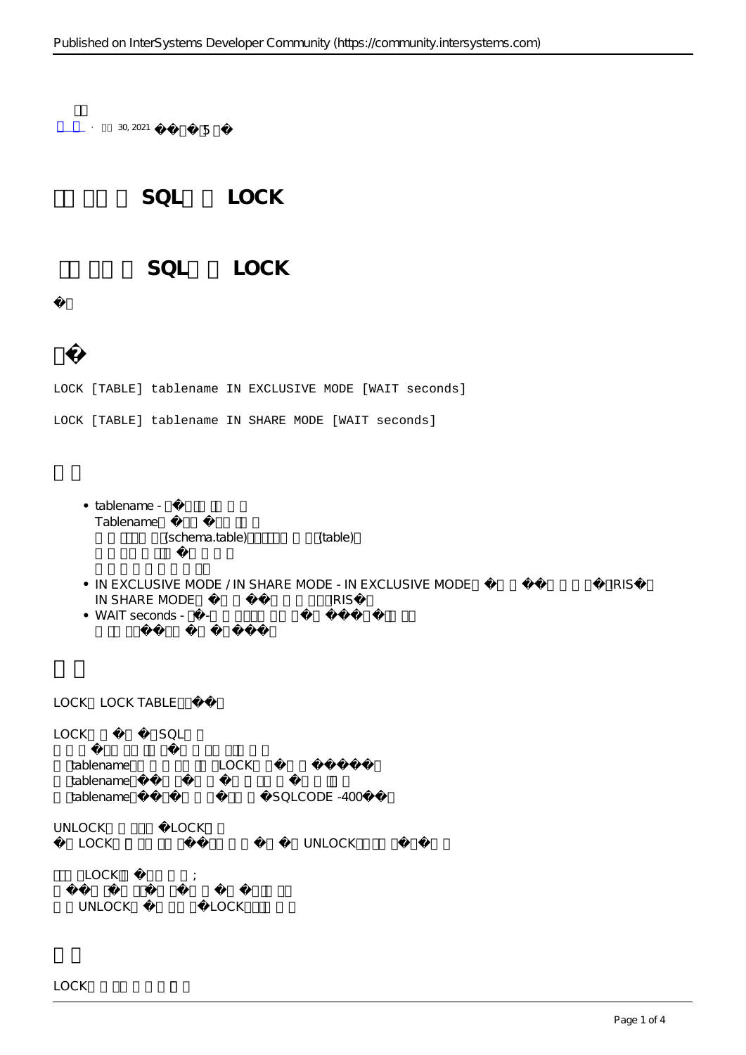· 30, 2021

# SQL LOCK

## SQL LOCK

```
LOCK [TABLE] tablename IN EXCLUSIVE MODE [WAIT seconds]

LOCK [TABLE] tablename IN SHARE MODE [WAIT seconds]
```

- tablename -
  Tablename
  (schema.table) (table)
- IN EXCLUSIVE MODE / IN SHARE MODE - IN EXCLUSIVE MODE IRIS
  IN SHARE MODE IRIS
- WAIT seconds -

LOCK LOCK TABLE

LOCK SQL

tablename LOCK
tablename
tablename SQLCODE -400

UNLOCK LOCK
LOCK UNLOCK

LOCK ;
UNLOCK LOCK

LOCK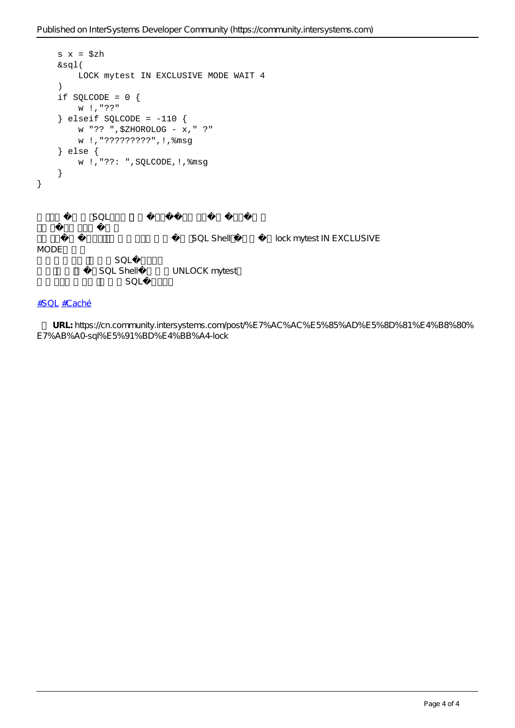```
    s x = $zh
    &sql(
        LOCK mytest IN EXCLUSIVE MODE WAIT 4
    )
    if SQLCODE = 0 {
        w !,"??"
    } elseif SQLCODE = -110 {
        w "?? ",$ZHOROLOG - x," ?"
        w !,"?????????",!,%msg
    } else {
        w !,"??: ",SQLCODE,!,%msg
    }
}
```

SQL

SQL Shell lock mytest IN EXCLUSIVE MODE

SQL

SQL Shell UNLOCK mytest

SQL

#SQL #Caché

**URL:** https://cn.community.intersystems.com/post/%E7%AC%AC%E5%85%AD%E5%8D%81%E4%B8%80%E7%AB%A0-sql%E5%91%BD%E4%BB%A4-lock